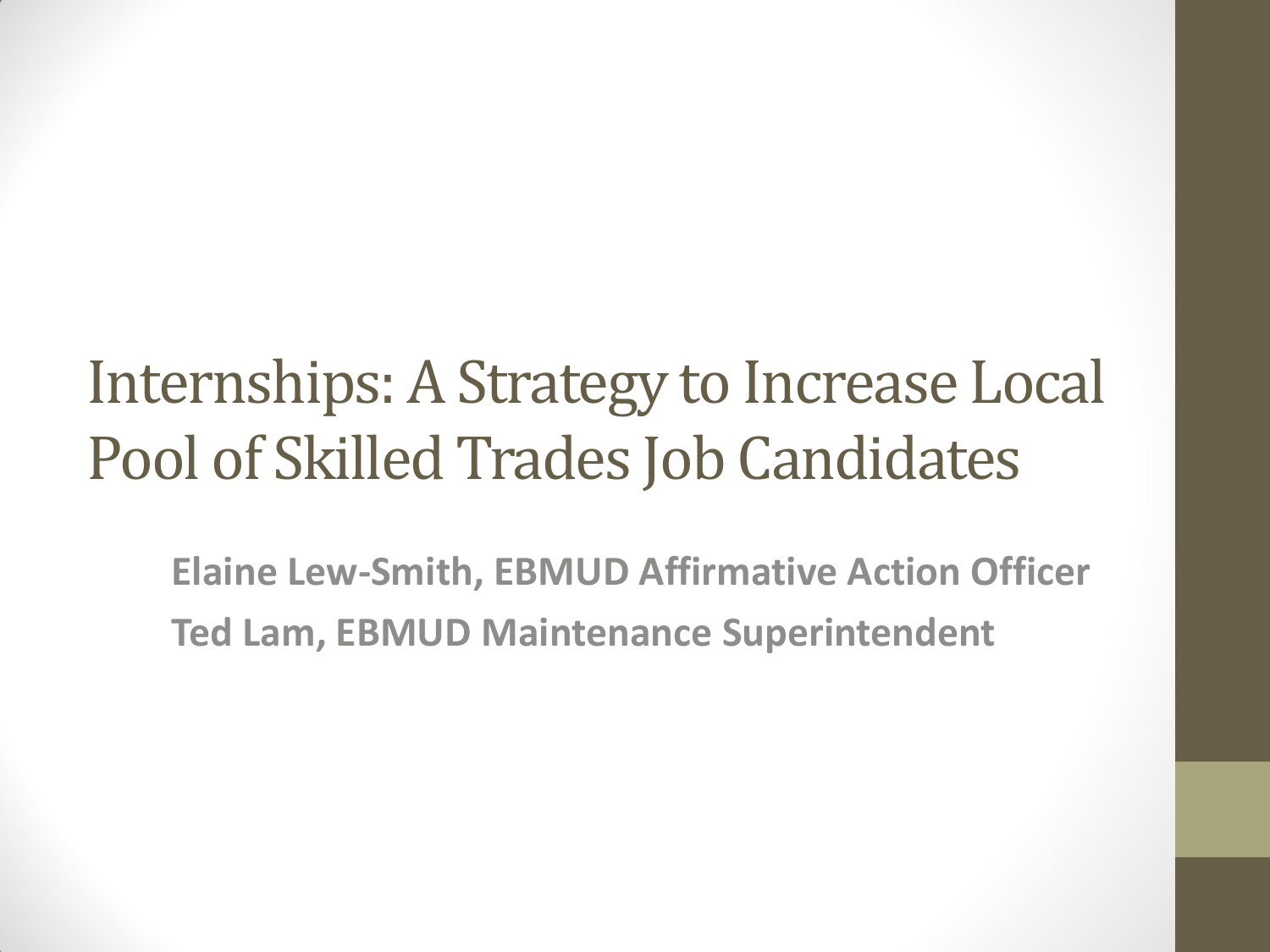# Internships: A Strategy to Increase Local Pool of Skilled Trades Job Candidates

**Elaine Lew-Smith, EBMUD Affirmative Action Officer**

**Ted Lam, EBMUD Maintenance Superintendent**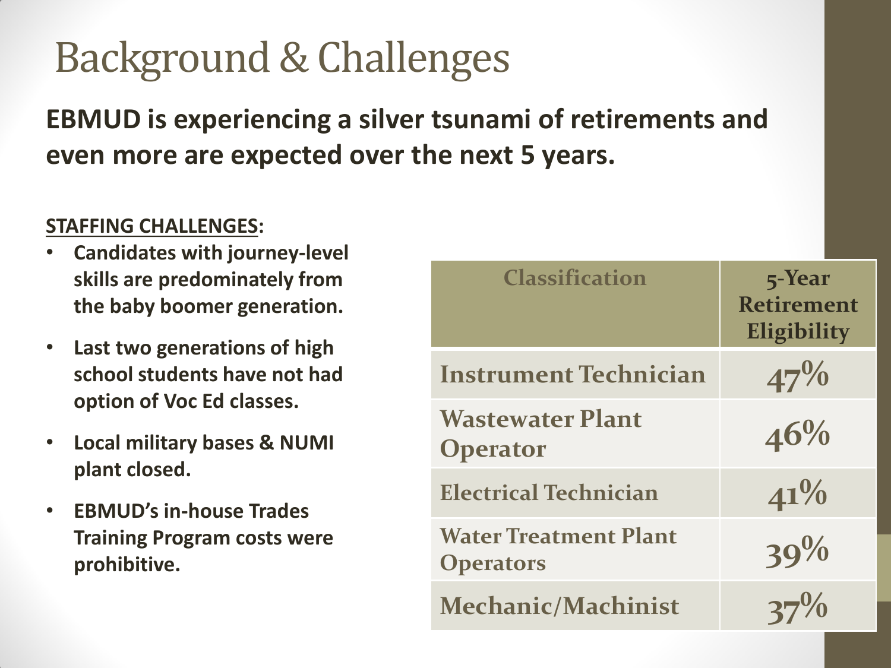# Background & Challenges

**EBMUD is experiencing a silver tsunami of retirements and even more are expected over the next 5 years.**

**STAFFING CHALLENGES:**

- **Candidates with journey-level skills are predominately from the baby boomer generation.**
- **Last two generations of high school students have not had option of Voc Ed classes.**
- **Local military bases & NUMI plant closed.**
- **EBMUD's in-house Trades Training Program costs were prohibitive.**

| Classification | 5-Year Retirement Eligibility |
|---|---|
| Instrument Technician | 47% |
| Wastewater Plant Operator | 46% |
| Electrical Technician | 41% |
| Water Treatment Plant Operators | 39% |
| Mechanic/Machinist | 37% |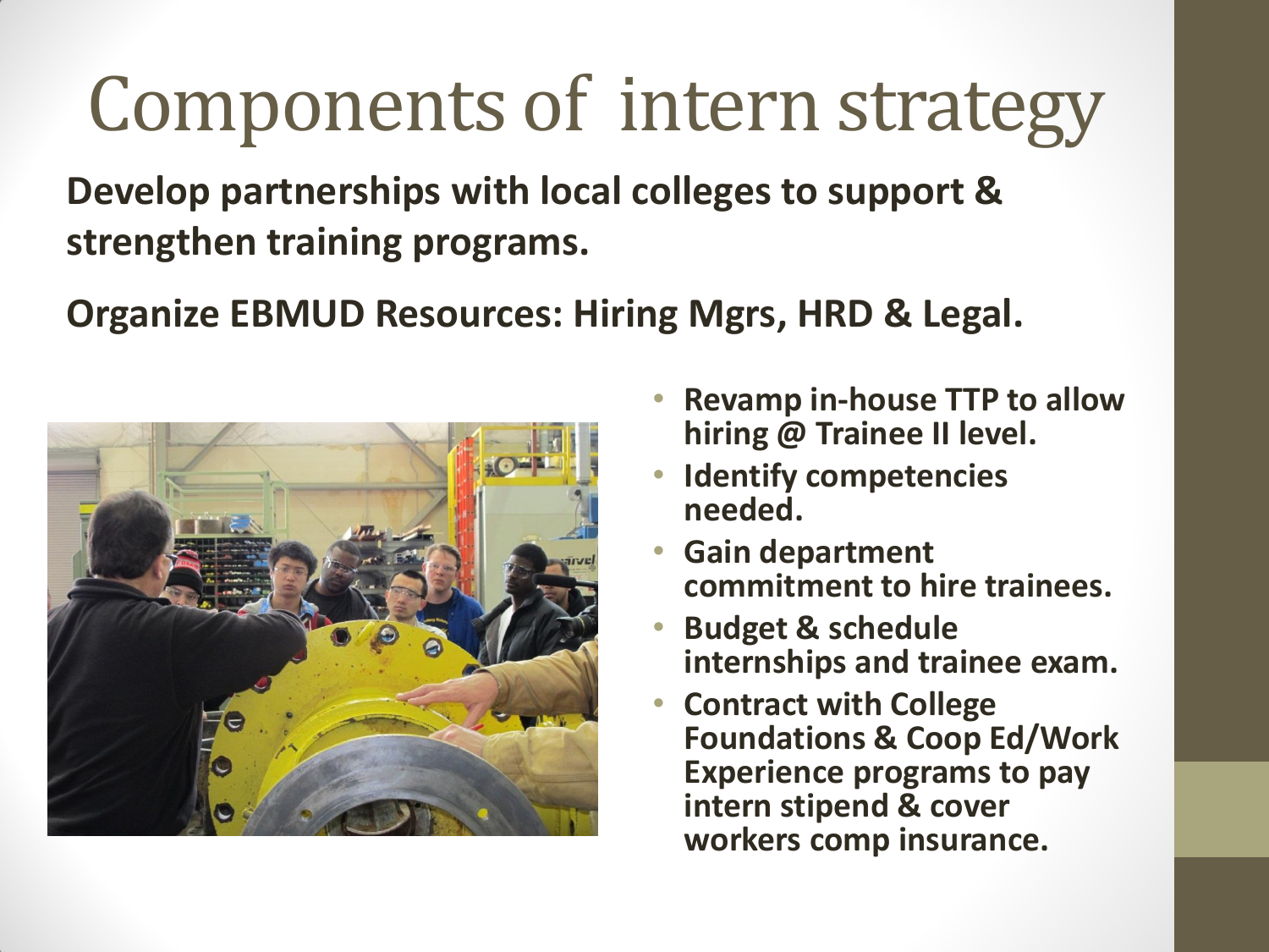# Components of intern strategy

**Develop partnerships with local colleges to support & strengthen training programs.**

**Organize EBMUD Resources: Hiring Mgrs, HRD & Legal.**

- **Revamp in-house TTP to allow hiring @ Trainee II level.**
- **Identify competencies needed.**
- **Gain department commitment to hire trainees.**
- **Budget & schedule internships and trainee exam.**
- **Contract with College Foundations & Coop Ed/Work Experience programs to pay intern stipend & cover workers comp insurance.**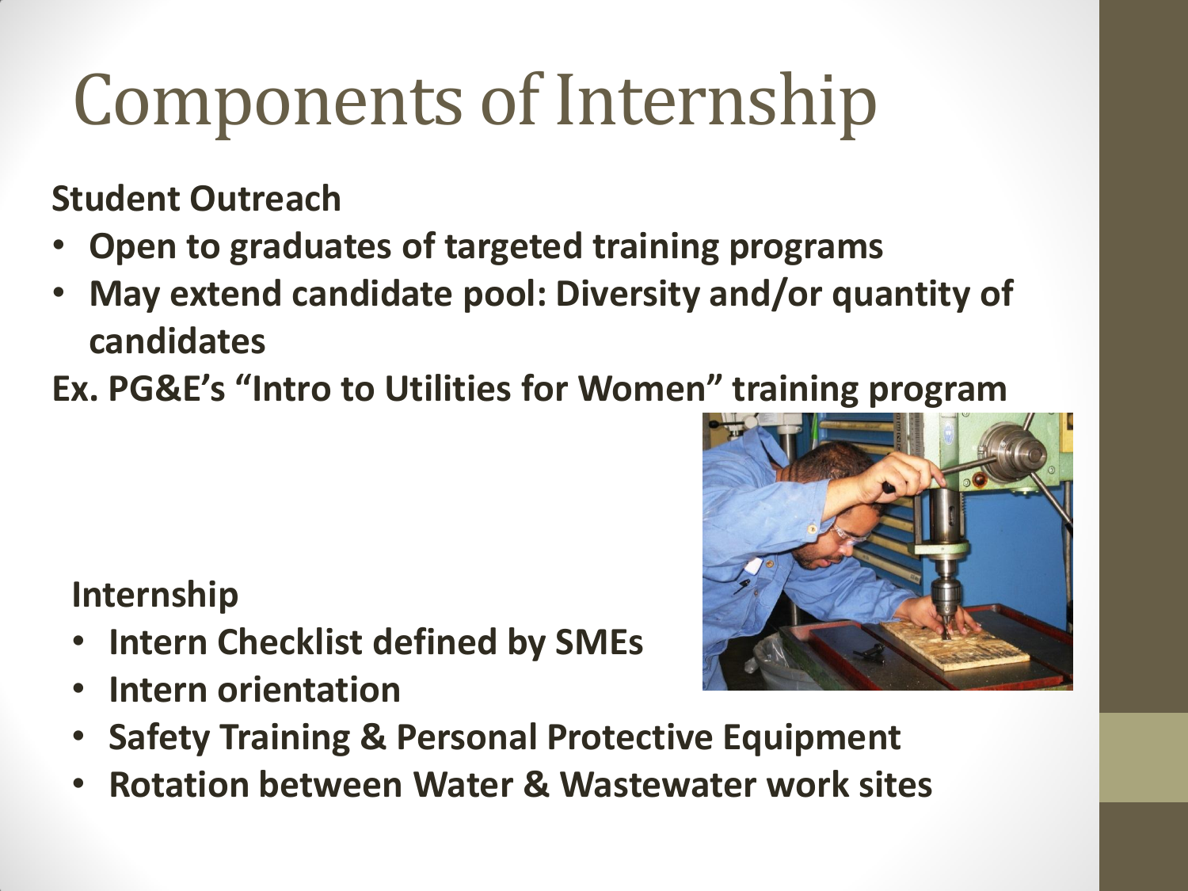# Components of Internship

**Student Outreach**

- **Open to graduates of targeted training programs**
- **May extend candidate pool: Diversity and/or quantity of candidates**

**Ex. PG&E's "Intro to Utilities for Women" training program**

**Internship**

- **Intern Checklist defined by SMEs**
- **Intern orientation**
- **Safety Training & Personal Protective Equipment**
- **Rotation between Water & Wastewater work sites**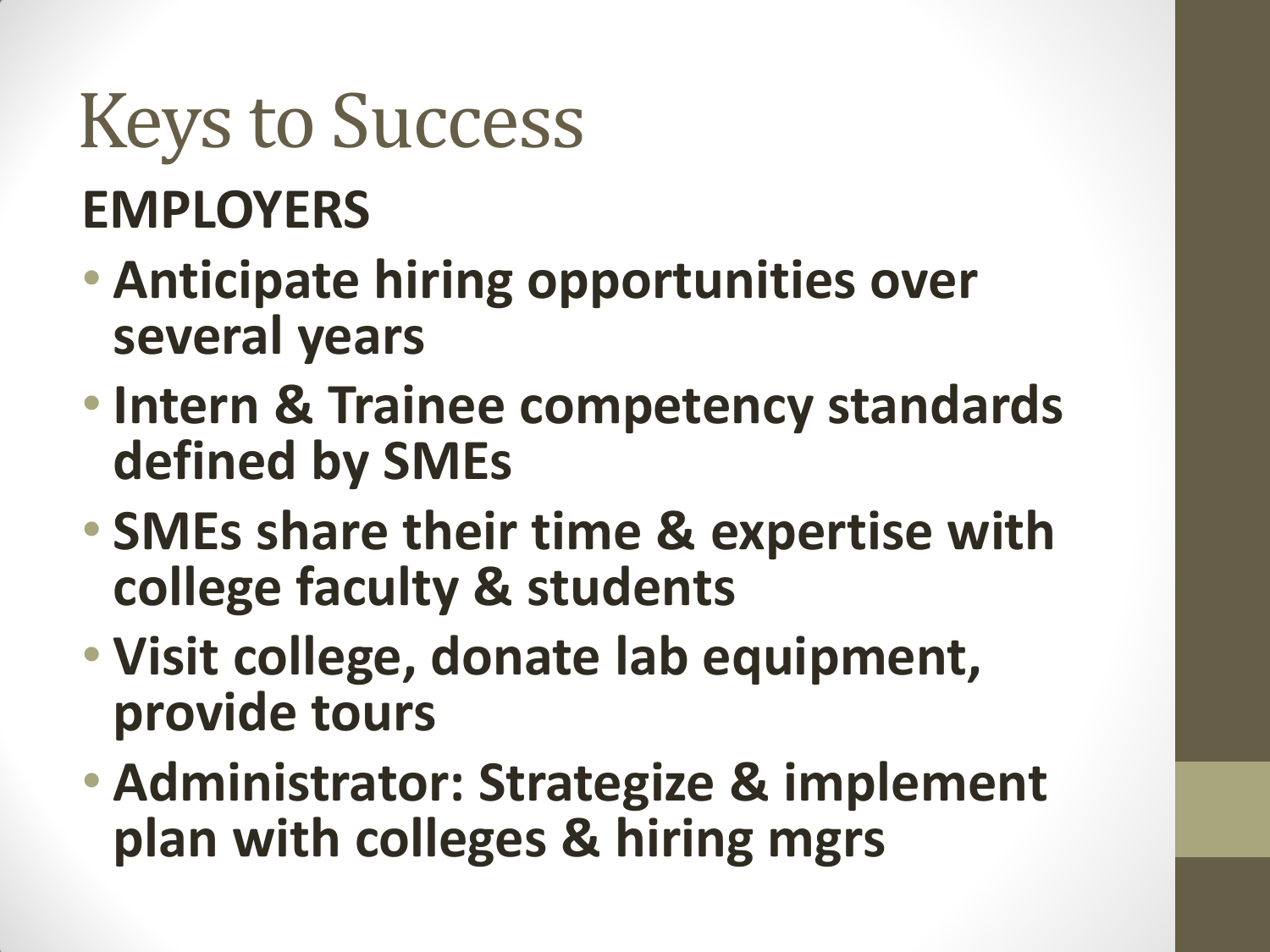# Keys to Success

**EMPLOYERS**

- **Anticipate hiring opportunities over several years**
- **Intern & Trainee competency standards defined by SMEs**
- **SMEs share their time & expertise with college faculty & students**
- **Visit college, donate lab equipment, provide tours**
- **Administrator: Strategize & implement plan with colleges & hiring mgrs**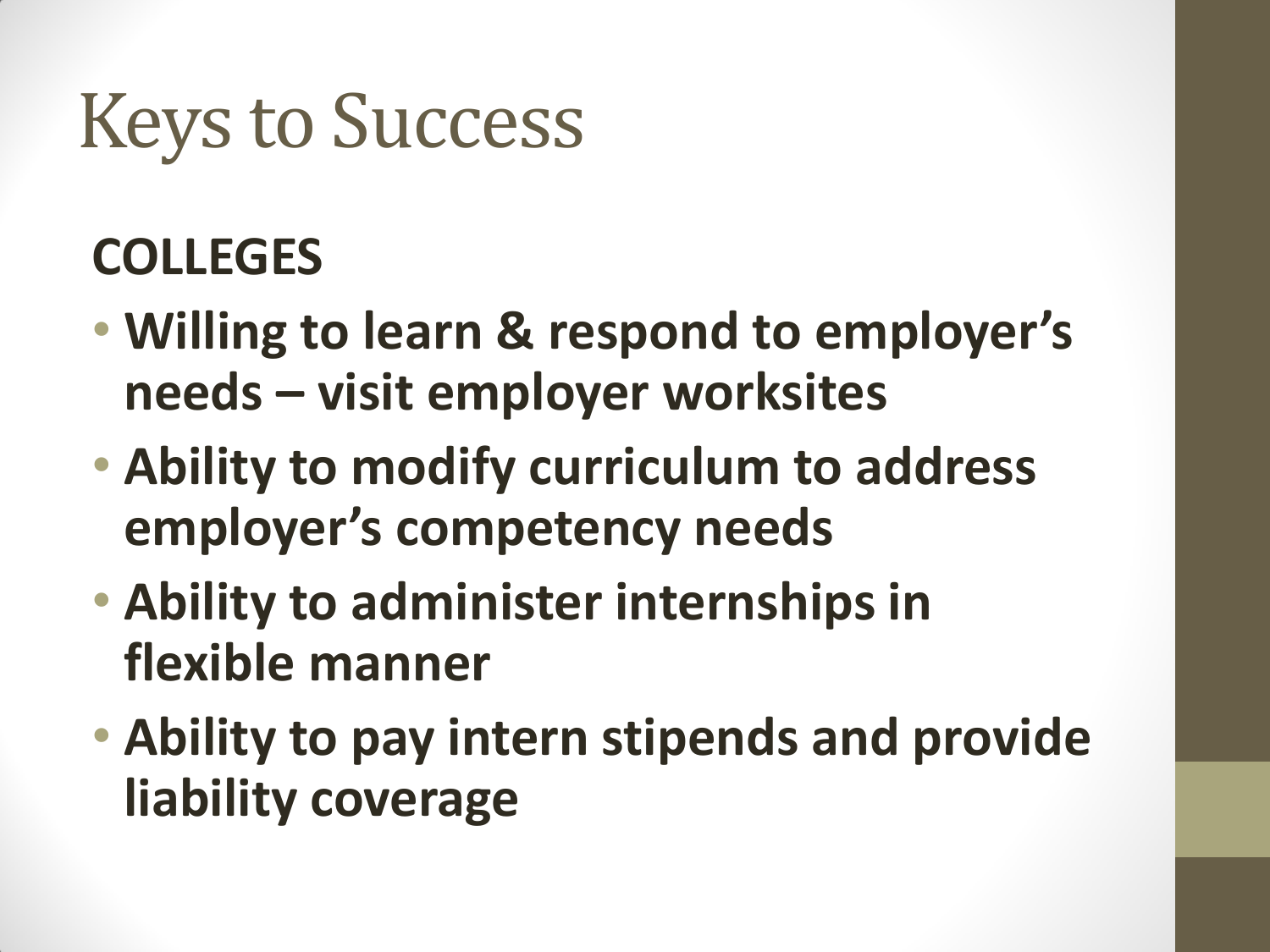# Keys to Success

**COLLEGES**

- **Willing to learn & respond to employer's needs – visit employer worksites**
- **Ability to modify curriculum to address employer's competency needs**
- **Ability to administer internships in flexible manner**
- **Ability to pay intern stipends and provide liability coverage**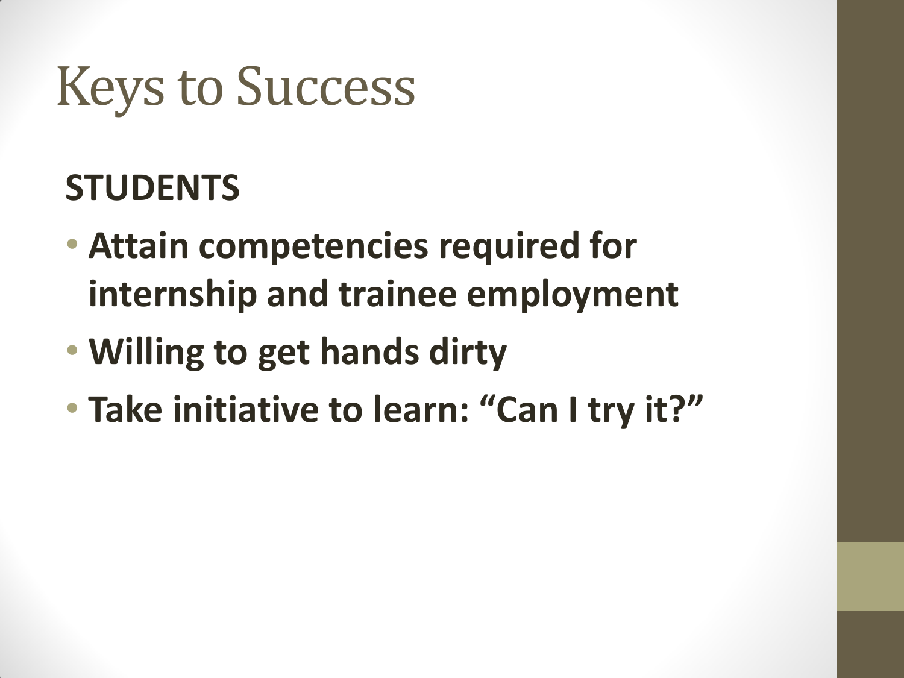# Keys to Success

**STUDENTS**

- **Attain competencies required for internship and trainee employment**
- **Willing to get hands dirty**
- **Take initiative to learn: "Can I try it?"**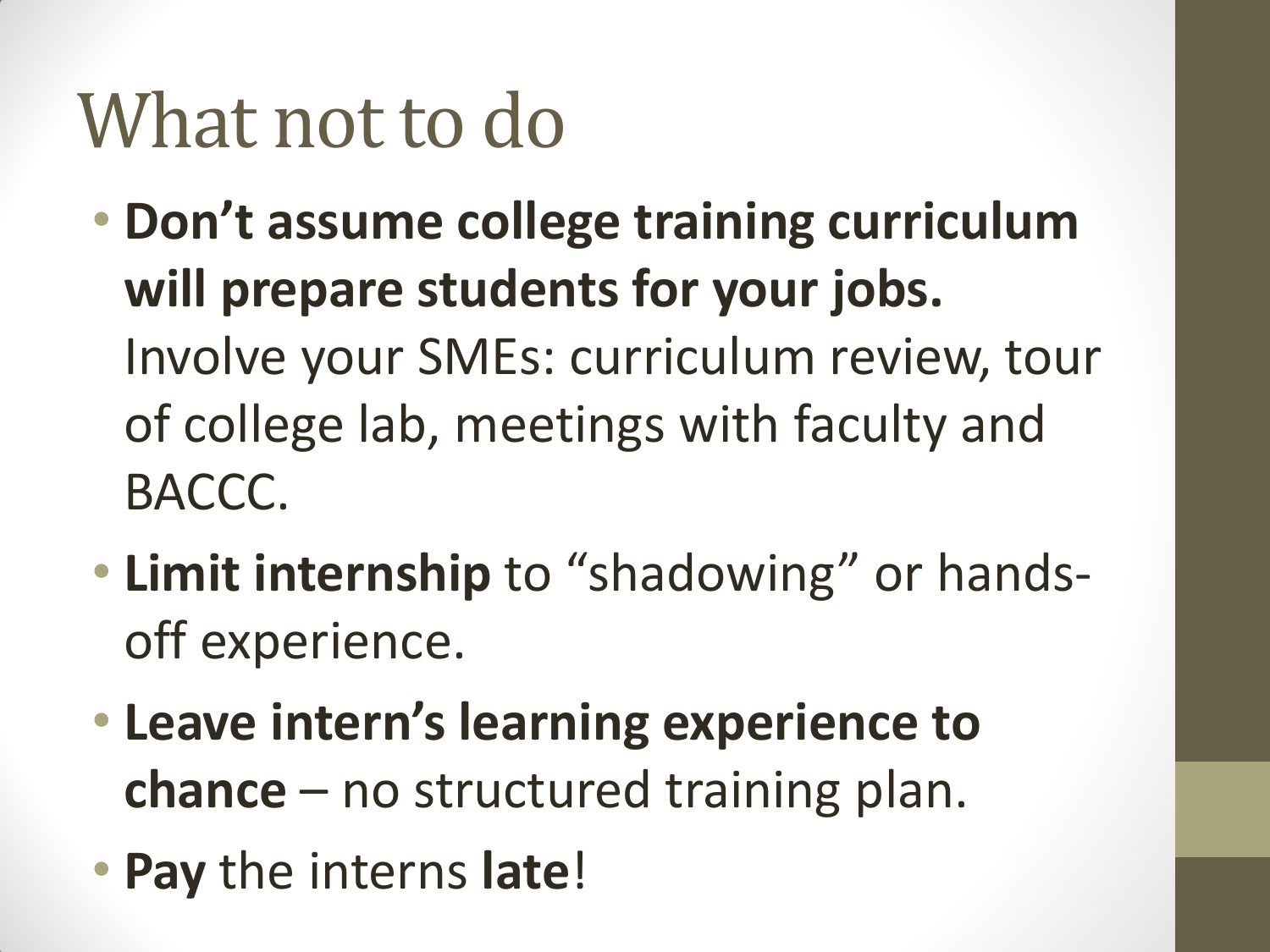# What not to do

- **Don't assume college training curriculum will prepare students for your jobs.** Involve your SMEs: curriculum review, tour of college lab, meetings with faculty and BACCC.
- **Limit internship** to "shadowing" or hands-off experience.
- **Leave intern's learning experience to chance** – no structured training plan.
- **Pay** the interns **late**!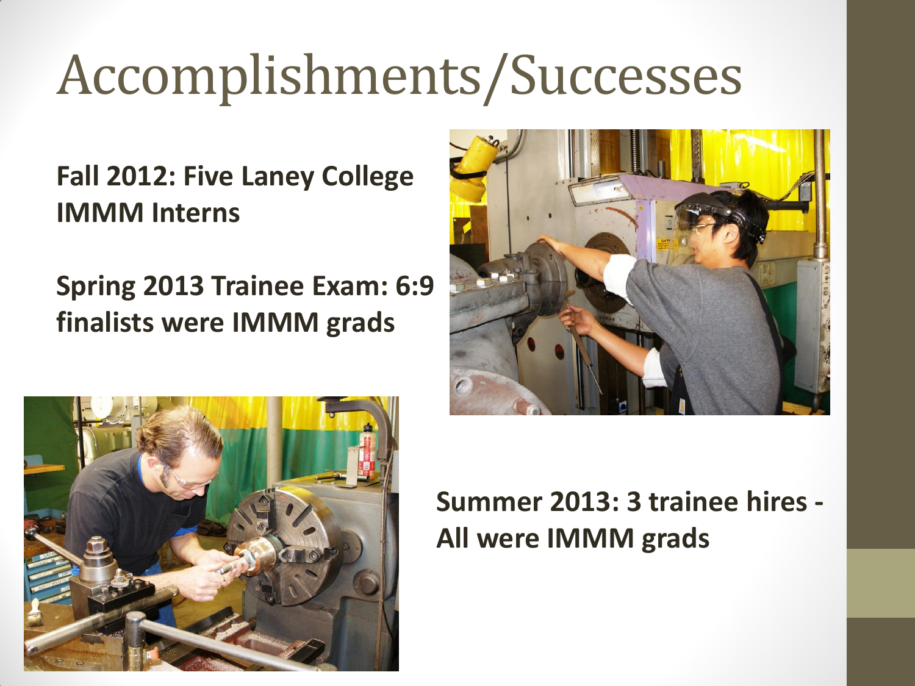# Accomplishments/Successes

**Fall 2012: Five Laney College IMMM Interns**

**Spring 2013 Trainee Exam: 6:9 finalists were IMMM grads**

**Summer 2013: 3 trainee hires - All were IMMM grads**